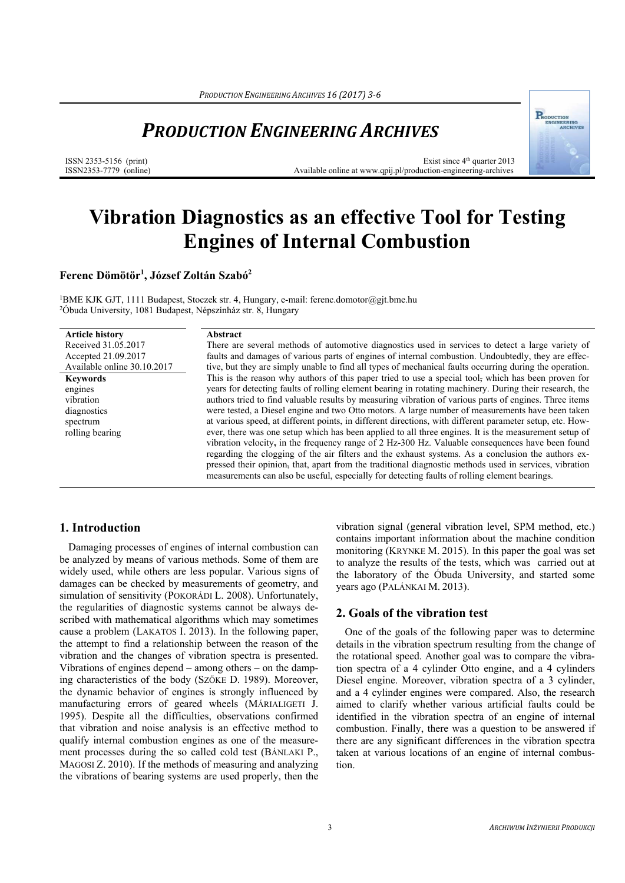# *PRODUCTION ENGINEERING ARCHIVES*

ISSN 2353-5156 (print)
ISSN2353-7779 (online)

Exist since 4[th] quarter 2013
Available online at www.qpij.pl/production-engineering-archives

# Vibration Diagnostics as an effective Tool for Testing Engines of Internal Combustion

**Ferenc Dömötör[1], József Zoltán Szabó[2]**

[1]BME KJK GJT, 1111 Budapest, Stoczek str. 4, Hungary, e-mail: ferenc.domotor@gjt.bme.hu
[2]Óbuda University, 1081 Budapest, Népszínház str. 8, Hungary

**Article history**
Received 31.05.2017
Accepted 21.09.2017
Available online 30.10.2017

**Keywords**
engines
vibration
diagnostics
spectrum
rolling bearing

**Abstract**

There are several methods of automotive diagnostics used in services to detect a large variety of faults and damages of various parts of engines of internal combustion. Undoubtedly, they are effective, but they are simply unable to find all types of mechanical faults occurring during the operation. This is the reason why authors of this paper tried to use a special tool, which has been proven for years for detecting faults of rolling element bearing in rotating machinery. During their research, the authors tried to find valuable results by measuring vibration of various parts of engines. Three items were tested, a Diesel engine and two Otto motors. A large number of measurements have been taken at various speed, at different points, in different directions, with different parameter setup, etc. However, there was one setup which has been applied to all three engines. It is the measurement setup of vibration velocity, in the frequency range of 2 Hz-300 Hz. Valuable consequences have been found regarding the clogging of the air filters and the exhaust systems. As a conclusion the authors expressed their opinion, that, apart from the traditional diagnostic methods used in services, vibration measurements can also be useful, especially for detecting faults of rolling element bearings.

## 1. Introduction

Damaging processes of engines of internal combustion can be analyzed by means of various methods. Some of them are widely used, while others are less popular. Various signs of damages can be checked by measurements of geometry, and simulation of sensitivity (POKORÁDI L. 2008). Unfortunately, the regularities of diagnostic systems cannot be always described with mathematical algorithms which may sometimes cause a problem (LAKATOS I. 2013). In the following paper, the attempt to find a relationship between the reason of the vibration and the changes of vibration spectra is presented. Vibrations of engines depend – among others – on the damping characteristics of the body (SZŐKE D. 1989). Moreover, the dynamic behavior of engines is strongly influenced by manufacturing errors of geared wheels (MÁRIALIGETI J. 1995). Despite all the difficulties, observations confirmed that vibration and noise analysis is an effective method to qualify internal combustion engines as one of the measurement processes during the so called cold test (BÁNLAKI P., MAGOSI Z. 2010). If the methods of measuring and analyzing the vibrations of bearing systems are used properly, then the vibration signal (general vibration level, SPM method, etc.) contains important information about the machine condition monitoring (KRYNKE M. 2015). In this paper the goal was set to analyze the results of the tests, which was carried out at the laboratory of the Óbuda University, and started some years ago (PALÁNKAI M. 2013).

## 2. Goals of the vibration test

One of the goals of the following paper was to determine details in the vibration spectrum resulting from the change of the rotational speed. Another goal was to compare the vibration spectra of a 4 cylinder Otto engine, and a 4 cylinders Diesel engine. Moreover, vibration spectra of a 3 cylinder, and a 4 cylinder engines were compared. Also, the research aimed to clarify whether various artificial faults could be identified in the vibration spectra of an engine of internal combustion. Finally, there was a question to be answered if there are any significant differences in the vibration spectra taken at various locations of an engine of internal combustion.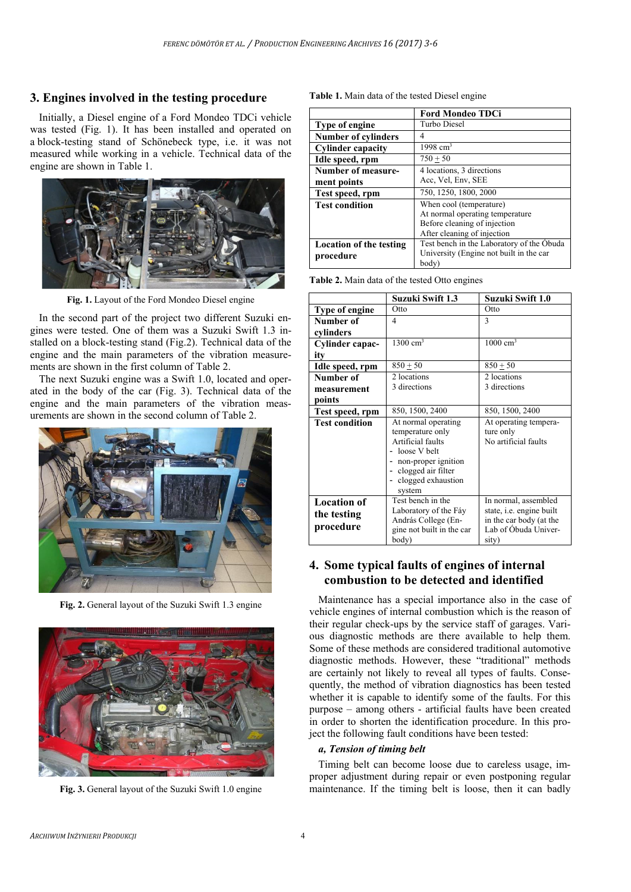## 3. Engines involved in the testing procedure

Initially, a Diesel engine of a Ford Mondeo TDCi vehicle was tested (Fig. 1). It has been installed and operated on a block-testing stand of Schönebeck type, i.e. it was not measured while working in a vehicle. Technical data of the engine are shown in Table 1.

**Fig. 1.** Layout of the Ford Mondeo Diesel engine

In the second part of the project two different Suzuki engines were tested. One of them was a Suzuki Swift 1.3 installed on a block-testing stand (Fig.2). Technical data of the engine and the main parameters of the vibration measurements are shown in the first column of Table 2.

The next Suzuki engine was a Swift 1.0, located and operated in the body of the car (Fig. 3). Technical data of the engine and the main parameters of the vibration measurements are shown in the second column of Table 2.

**Fig. 2.** General layout of the Suzuki Swift 1.3 engine

**Fig. 3.** General layout of the Suzuki Swift 1.0 engine

**Table 1.** Main data of the tested Diesel engine

| | **Ford Mondeo TDCi** |
|---|---|
| **Type of engine** | Turbo Diesel |
| **Number of cylinders** | 4 |
| **Cylinder capacity** | 1998 cm$^3$ |
| **Idle speed, rpm** | 750 $\pm$ 50 |
| **Number of measurement points** | 4 locations, 3 directions<br>Acc, Vel, Env, SEE |
| **Test speed, rpm** | 750, 1250, 1800, 2000 |
| **Test condition** | When cool (temperature)<br>At normal operating temperature<br>Before cleaning of injection<br>After cleaning of injection |
| **Location of the testing procedure** | Test bench in the Laboratory of the Óbuda University (Engine not built in the car body) |

**Table 2.** Main data of the tested Otto engines

| | **Suzuki Swift 1.3** | **Suzuki Swift 1.0** |
|---|---|---|
| **Type of engine** | Otto | Otto |
| **Number of cylinders** | 4 | 3 |
| **Cylinder capacity** | 1300 cm$^3$ | 1000 cm$^3$ |
| **Idle speed, rpm** | 850 $\pm$ 50 | 850 $\pm$ 50 |
| **Number of measurement points** | 2 locations<br>3 directions | 2 locations<br>3 directions |
| **Test speed, rpm** | 850, 1500, 2400 | 850, 1500, 2400 |
| **Test condition** | At normal operating temperature only<br>Artificial faults<br>- loose V belt<br>- non-proper ignition<br>- clogged air filter<br>- clogged exhaustion system | At operating temperature only<br>No artificial faults |
| **Location of the testing procedure** | Test bench in the Laboratory of the Fáy András College (Engine not built in the car body) | In normal, assembled state, i.e. engine built in the car body (at the Lab of Óbuda University) |

## 4. Some typical faults of engines of internal combustion to be detected and identified

Maintenance has a special importance also in the case of vehicle engines of internal combustion which is the reason of their regular check-ups by the service staff of garages. Various diagnostic methods are there available to help them. Some of these methods are considered traditional automotive diagnostic methods. However, these "traditional" methods are certainly not likely to reveal all types of faults. Consequently, the method of vibration diagnostics has been tested whether it is capable to identify some of the faults. For this purpose – among others - artificial faults have been created in order to shorten the identification procedure. In this project the following fault conditions have been tested:

***a, Tension of timing belt***

Timing belt can become loose due to careless usage, improper adjustment during repair or even postponing regular maintenance. If the timing belt is loose, then it can badly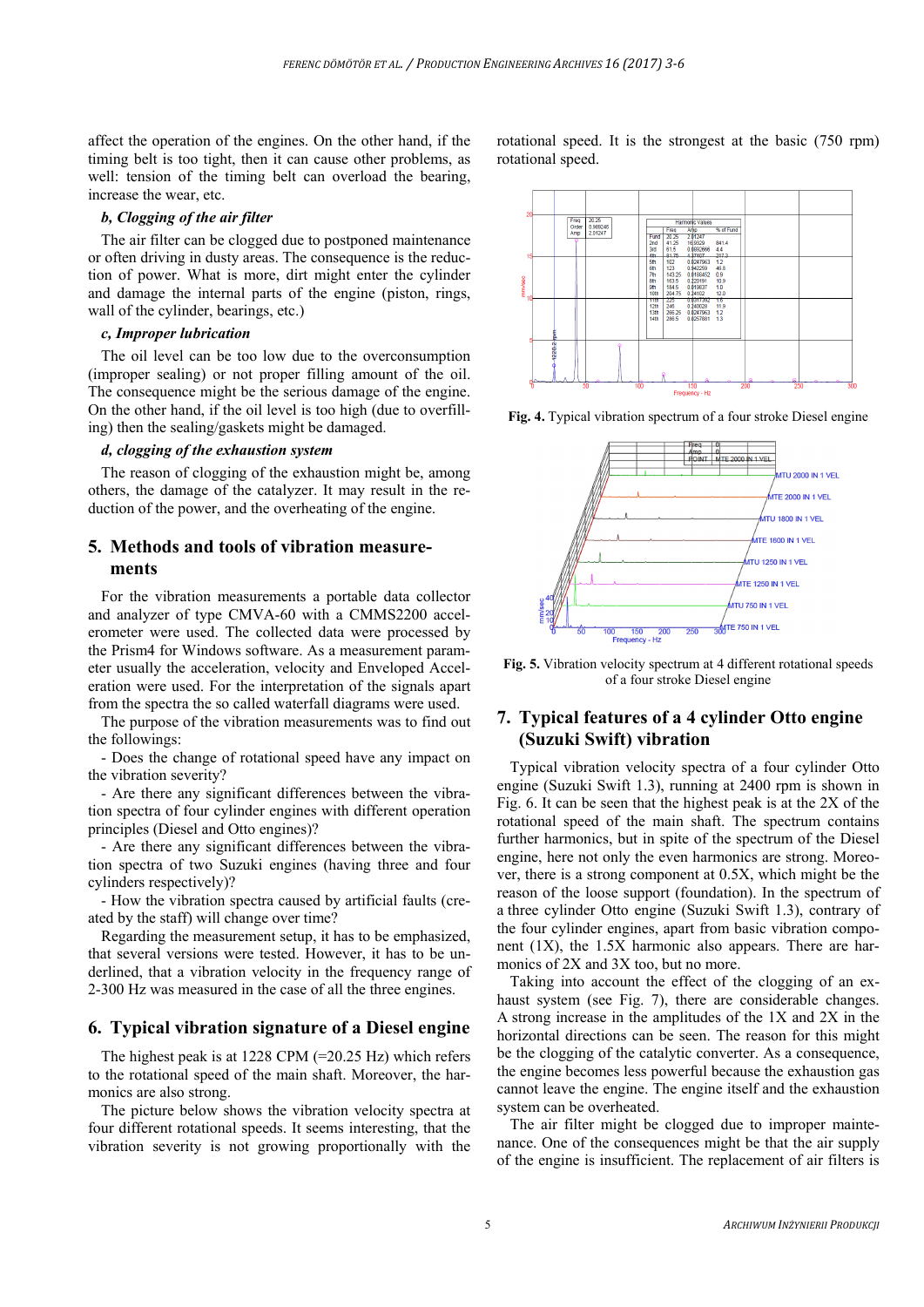affect the operation of the engines. On the other hand, if the timing belt is too tight, then it can cause other problems, as well: tension of the timing belt can overload the bearing, increase the wear, etc.

***b, Clogging of the air filter***

The air filter can be clogged due to postponed maintenance or often driving in dusty areas. The consequence is the reduction of power. What is more, dirt might enter the cylinder and damage the internal parts of the engine (piston, rings, wall of the cylinder, bearings, etc.)

***c, Improper lubrication***

The oil level can be too low due to the overconsumption (improper sealing) or not proper filling amount of the oil. The consequence might be the serious damage of the engine. On the other hand, if the oil level is too high (due to overfilling) then the sealing/gaskets might be damaged.

***d, clogging of the exhaustion system***

The reason of clogging of the exhaustion might be, among others, the damage of the catalyzer. It may result in the reduction of the power, and the overheating of the engine.

## 5. Methods and tools of vibration measurements

For the vibration measurements a portable data collector and analyzer of type CMVA-60 with a CMMS2200 accelerometer were used. The collected data were processed by the Prism4 for Windows software. As a measurement parameter usually the acceleration, velocity and Enveloped Acceleration were used. For the interpretation of the signals apart from the spectra the so called waterfall diagrams were used.

The purpose of the vibration measurements was to find out the followings:

- Does the change of rotational speed have any impact on the vibration severity?
- Are there any significant differences between the vibration spectra of four cylinder engines with different operation principles (Diesel and Otto engines)?
- Are there any significant differences between the vibration spectra of two Suzuki engines (having three and four cylinders respectively)?
- How the vibration spectra caused by artificial faults (created by the staff) will change over time?

Regarding the measurement setup, it has to be emphasized, that several versions were tested. However, it has to be underlined, that a vibration velocity in the frequency range of 2-300 Hz was measured in the case of all the three engines.

## 6. Typical vibration signature of a Diesel engine

The highest peak is at 1228 CPM (=20.25 Hz) which refers to the rotational speed of the main shaft. Moreover, the harmonics are also strong.

The picture below shows the vibration velocity spectra at four different rotational speeds. It seems interesting, that the vibration severity is not growing proportionally with the rotational speed. It is the strongest at the basic (750 rpm) rotational speed.

**Fig. 4.** Typical vibration spectrum of a four stroke Diesel engine

**Fig. 5.** Vibration velocity spectrum at 4 different rotational speeds of a four stroke Diesel engine

## 7. Typical features of a 4 cylinder Otto engine (Suzuki Swift) vibration

Typical vibration velocity spectra of a four cylinder Otto engine (Suzuki Swift 1.3), running at 2400 rpm is shown in Fig. 6. It can be seen that the highest peak is at the 2X of the rotational speed of the main shaft. The spectrum contains further harmonics, but in spite of the spectrum of the Diesel engine, here not only the even harmonics are strong. Moreover, there is a strong component at 0.5X, which might be the reason of the loose support (foundation). In the spectrum of a three cylinder Otto engine (Suzuki Swift 1.3), contrary of the four cylinder engines, apart from basic vibration component (1X), the 1.5X harmonic also appears. There are harmonics of 2X and 3X too, but no more.

Taking into account the effect of the clogging of an exhaust system (see Fig. 7), there are considerable changes. A strong increase in the amplitudes of the 1X and 2X in the horizontal directions can be seen. The reason for this might be the clogging of the catalytic converter. As a consequence, the engine becomes less powerful because the exhaustion gas cannot leave the engine. The engine itself and the exhaustion system can be overheated.

The air filter might be clogged due to improper maintenance. One of the consequences might be that the air supply of the engine is insufficient. The replacement of air filters is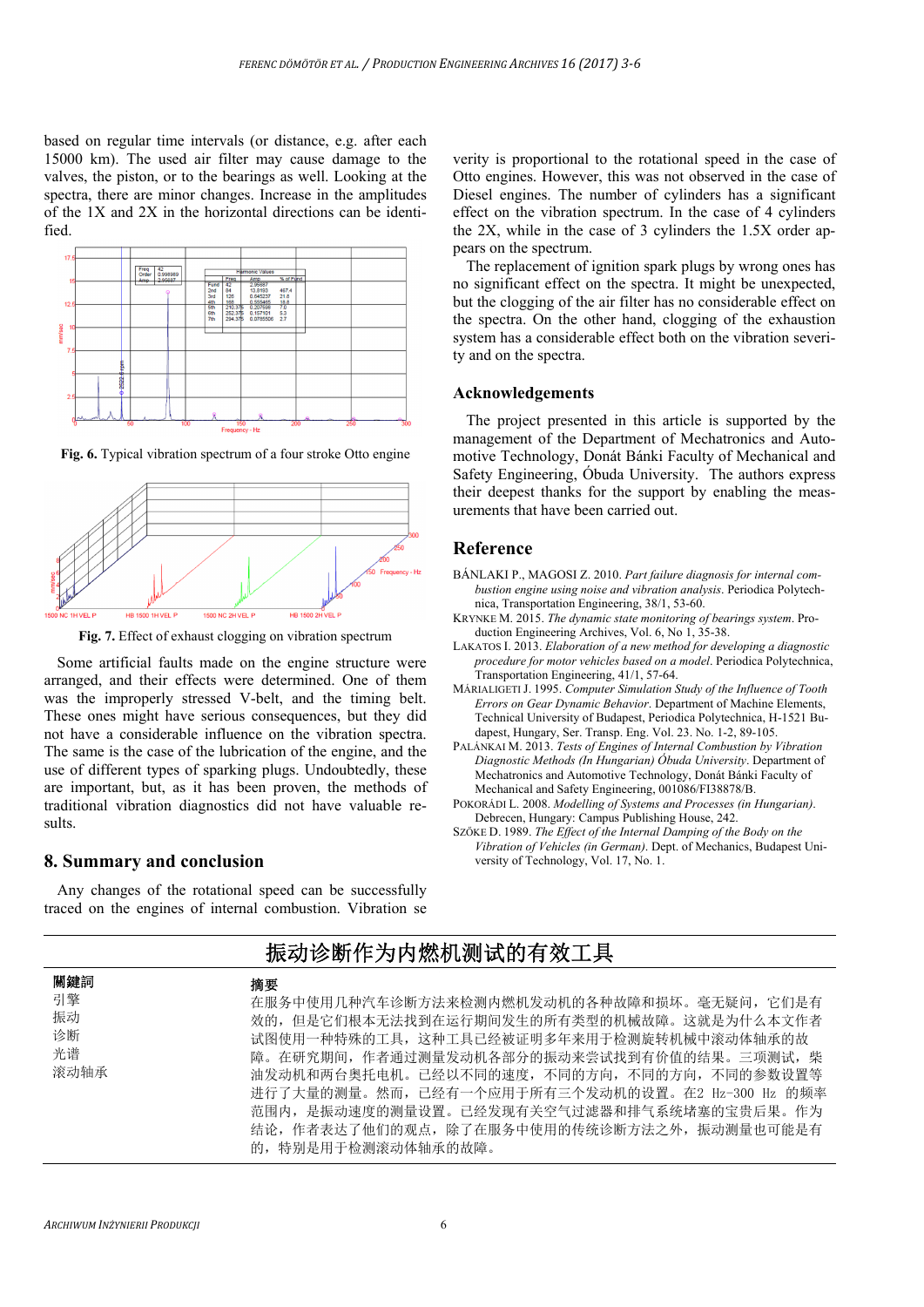based on regular time intervals (or distance, e.g. after each 15000 km). The used air filter may cause damage to the valves, the piston, or to the bearings as well. Looking at the spectra, there are minor changes. Increase in the amplitudes of the 1X and 2X in the horizontal directions can be identified.

Freq 42
Order 0.998989
Amp 2.95687

Harmonic Values

Freq Amp % of Fund
Fund 42 2.95687
2nd 84 13.8193 467.4
3rd 126 0.645237 21.8
4th 168 0.555465 18.8
5th 210.375 0.207696 7.0
6th 252.375 0.157101 5.3
7th 294.375 0.0785506 2.7

mm/sec

2522 rpm

Frequency - Hz

**Fig. 6.** Typical vibration spectrum of a four stroke Otto engine

mm/sec

1500 NC 1H VEL P
HB 1500 1H VEL P
1500 NC 2H VEL P
HB 1500 2H VEL P

Frequency - Hz

**Fig. 7.** Effect of exhaust clogging on vibration spectrum

Some artificial faults made on the engine structure were arranged, and their effects were determined. One of them was the improperly stressed V-belt, and the timing belt. These ones might have serious consequences, but they did not have a considerable influence on the vibration spectra. The same is the case of the lubrication of the engine, and the use of different types of sparking plugs. Undoubtedly, these are important, but, as it has been proven, the methods of traditional vibration diagnostics did not have valuable results.

## 8. Summary and conclusion

Any changes of the rotational speed can be successfully traced on the engines of internal combustion. Vibration severity is proportional to the rotational speed in the case of Otto engines. However, this was not observed in the case of Diesel engines. The number of cylinders has a significant effect on the vibration spectrum. In the case of 4 cylinders the 2X, while in the case of 3 cylinders the 1.5X order appears on the spectrum.

The replacement of ignition spark plugs by wrong ones has no significant effect on the spectra. It might be unexpected, but the clogging of the air filter has no considerable effect on the spectra. On the other hand, clogging of the exhaustion system has a considerable effect both on the vibration severity and on the spectra.

## Acknowledgements

The project presented in this article is supported by the management of the Department of Mechatronics and Automotive Technology, Donát Bánki Faculty of Mechanical and Safety Engineering, Óbuda University. The authors express their deepest thanks for the support by enabling the measurements that have been carried out.

## Reference

BÁNLAKI P., MAGOSI Z. 2010. *Part failure diagnosis for internal combustion engine using noise and vibration analysis*. Periodica Polytechnica, Transportation Engineering, 38/1, 53-60.

KRYNKE M. 2015. *The dynamic state monitoring of bearings system*. Production Engineering Archives, Vol. 6, No 1, 35-38.

LAKATOS I. 2013. *Elaboration of a new method for developing a diagnostic procedure for motor vehicles based on a model*. Periodica Polytechnica, Transportation Engineering, 41/1, 57-64.

MÁRIALIGETI J. 1995. *Computer Simulation Study of the Influence of Tooth Errors on Gear Dynamic Behavior*. Department of Machine Elements, Technical University of Budapest, Periodica Polytechnica, H-1521 Budapest, Hungary, Ser. Transp. Eng. Vol. 23. No. 1-2, 89-105.

PALÁNKAI M. 2013. *Tests of Engines of Internal Combustion by Vibration Diagnostic Methods (In Hungarian)* Óbuda University. Department of Mechatronics and Automotive Technology, Donát Bánki Faculty of Mechanical and Safety Engineering, 001086/FI38878/B.

POKORÁDI L. 2008. *Modelling of Systems and Processes (in Hungarian)*. Debrecen, Hungary: Campus Publishing House, 242.

SZŐKE D. 1989. *The Effect of the Internal Damping of the Body on the Vibration of Vehicles (in German)*. Dept. of Mechanics, Budapest University of Technology, Vol. 17, No. 1.

# 振动诊断作为内燃机测试的有效工具

**關鍵詞**
引擎
振动
诊断
光谱
滚动轴承

**摘要**
在服务中使用几种汽车诊断方法来检测内燃机发动机的各种故障和损坏。毫无疑问，它们是有效的，但是它们根本无法找到在运行期间发生的所有类型的机械故障。这就是为什么本文作者试图使用一种特殊的工具，这种工具已经被证明多年来用于检测旋转机械中滚动体轴承的故障。在研究期间，作者通过测量发动机各部分的振动来尝试找到有价值的结果。三项测试，柴油发动机和两台奥托电机。已经以不同的速度，不同的方向，不同的方向，不同的参数设置等进行了大量的测量。然而，已经有一个应用于所有三个发动机的设置。在2 Hz-300 Hz 的频率范围内，是振动速度的测量设置。已经发现有关空气过滤器和排气系统堵塞的宝贵后果。作为结论，作者表达了他们的观点，除了在服务中使用的传统诊断方法之外，振动测量也可能是有的，特别是用于检测滚动体轴承的故障。